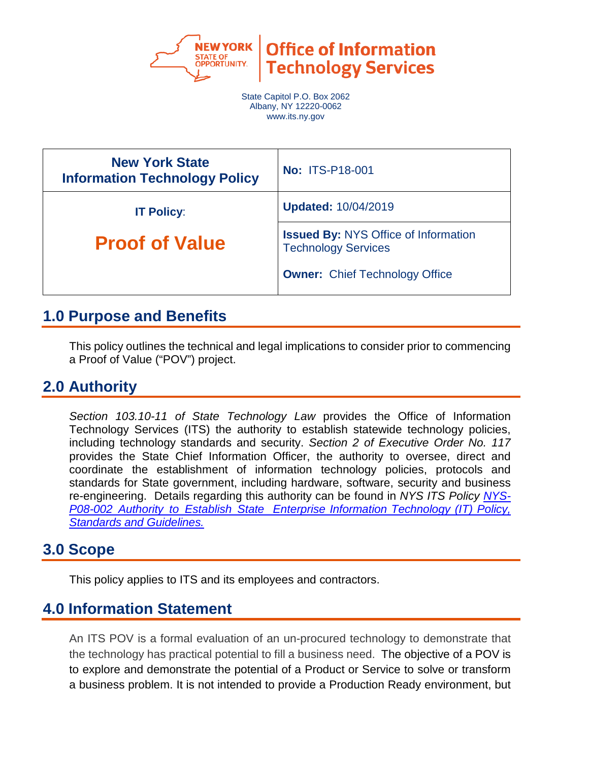State Capitol P.O. Box 2062
Albany, NY 12220-0062
www.its.ny.gov

| **New York State Information Technology Policy** | **No:** ITS-P18-001 |
| --- | --- |
| **IT Policy:** | **Updated:** 10/04/2019 |
| **Proof of Value** | **Issued By:** NYS Office of Information Technology Services<br><br>**Owner:** Chief Technology Office |

## 1.0 Purpose and Benefits

This policy outlines the technical and legal implications to consider prior to commencing a Proof of Value ("POV") project.

## 2.0 Authority

*Section 103.10-11 of State Technology Law* provides the Office of Information Technology Services (ITS) the authority to establish statewide technology policies, including technology standards and security. *Section 2 of Executive Order No. 117* provides the State Chief Information Officer, the authority to oversee, direct and coordinate the establishment of information technology policies, protocols and standards for State government, including hardware, software, security and business re-engineering. Details regarding this authority can be found in *NYS ITS Policy [NYS-P08-002 Authority to Establish State Enterprise Information Technology (IT) Policy, Standards and Guidelines.](NYS-P08-002)*

## 3.0 Scope

This policy applies to ITS and its employees and contractors.

## 4.0 Information Statement

An ITS POV is a formal evaluation of an un-procured technology to demonstrate that the technology has practical potential to fill a business need. The objective of a POV is to explore and demonstrate the potential of a Product or Service to solve or transform a business problem. It is not intended to provide a Production Ready environment, but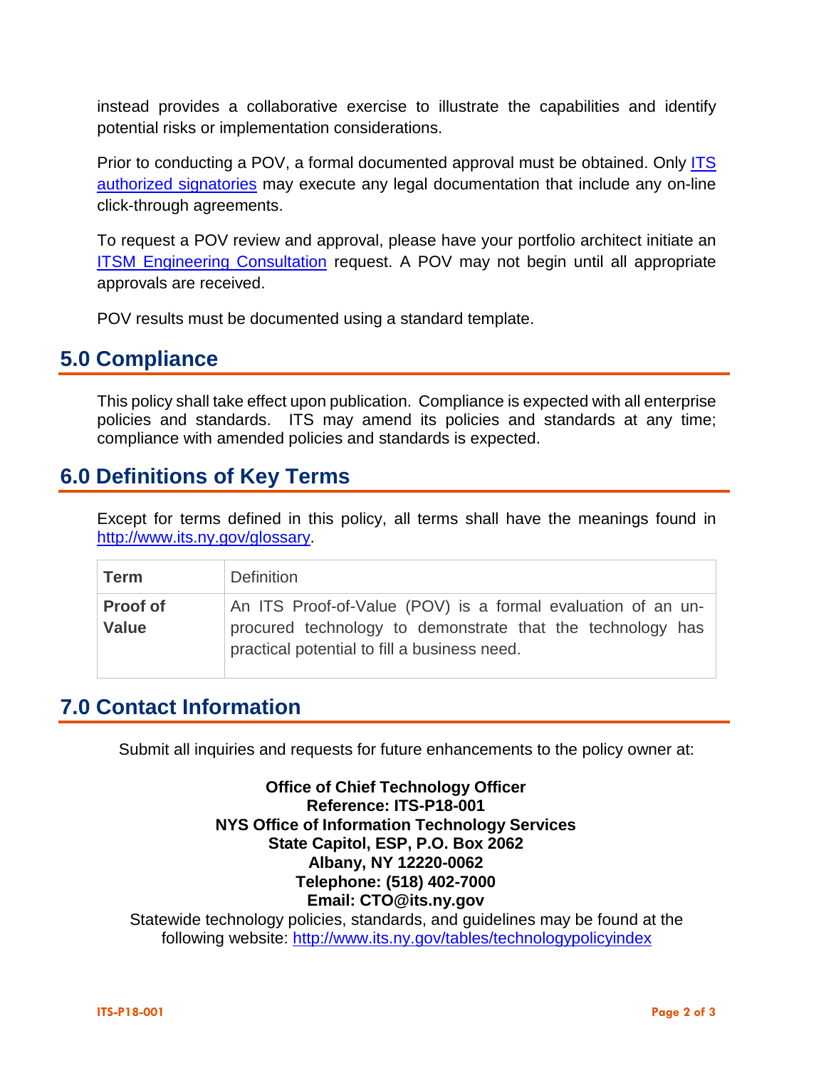instead provides a collaborative exercise to illustrate the capabilities and identify potential risks or implementation considerations.

Prior to conducting a POV, a formal documented approval must be obtained. Only [ITS authorized signatories]() may execute any legal documentation that include any on-line click-through agreements.

To request a POV review and approval, please have your portfolio architect initiate an [ITSM Engineering Consultation]() request. A POV may not begin until all appropriate approvals are received.

POV results must be documented using a standard template.

## 5.0 Compliance

This policy shall take effect upon publication. Compliance is expected with all enterprise policies and standards. ITS may amend its policies and standards at any time; compliance with amended policies and standards is expected.

## 6.0 Definitions of Key Terms

Except for terms defined in this policy, all terms shall have the meanings found in http://www.its.ny.gov/glossary.

| Term | Definition |
|---|---|
| **Proof of Value** | An ITS Proof-of-Value (POV) is a formal evaluation of an un-procured technology to demonstrate that the technology has practical potential to fill a business need. |

## 7.0 Contact Information

Submit all inquiries and requests for future enhancements to the policy owner at:

**Office of Chief Technology Officer**
**Reference: ITS-P18-001**
**NYS Office of Information Technology Services**
**State Capitol, ESP, P.O. Box 2062**
**Albany, NY 12220-0062**
**Telephone: (518) 402-7000**
**Email: CTO@its.ny.gov**

Statewide technology policies, standards, and guidelines may be found at the following website: http://www.its.ny.gov/tables/technologypolicyindex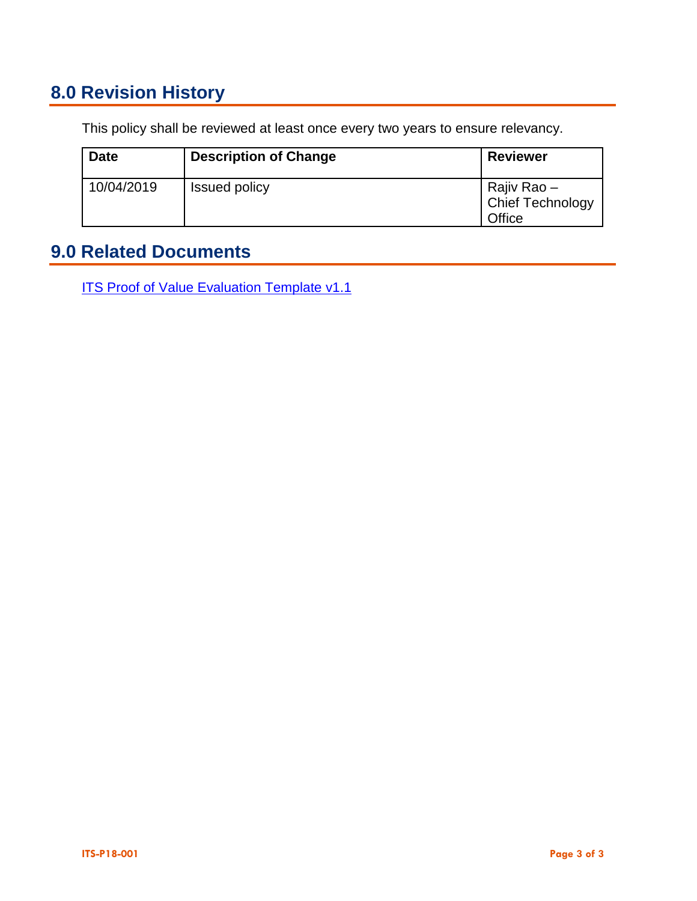## 8.0 Revision History

This policy shall be reviewed at least once every two years to ensure relevancy.

| Date | Description of Change | Reviewer |
| --- | --- | --- |
| 10/04/2019 | Issued policy | Rajiv Rao – Chief Technology Office |

## 9.0 Related Documents

ITS Proof of Value Evaluation Template v1.1